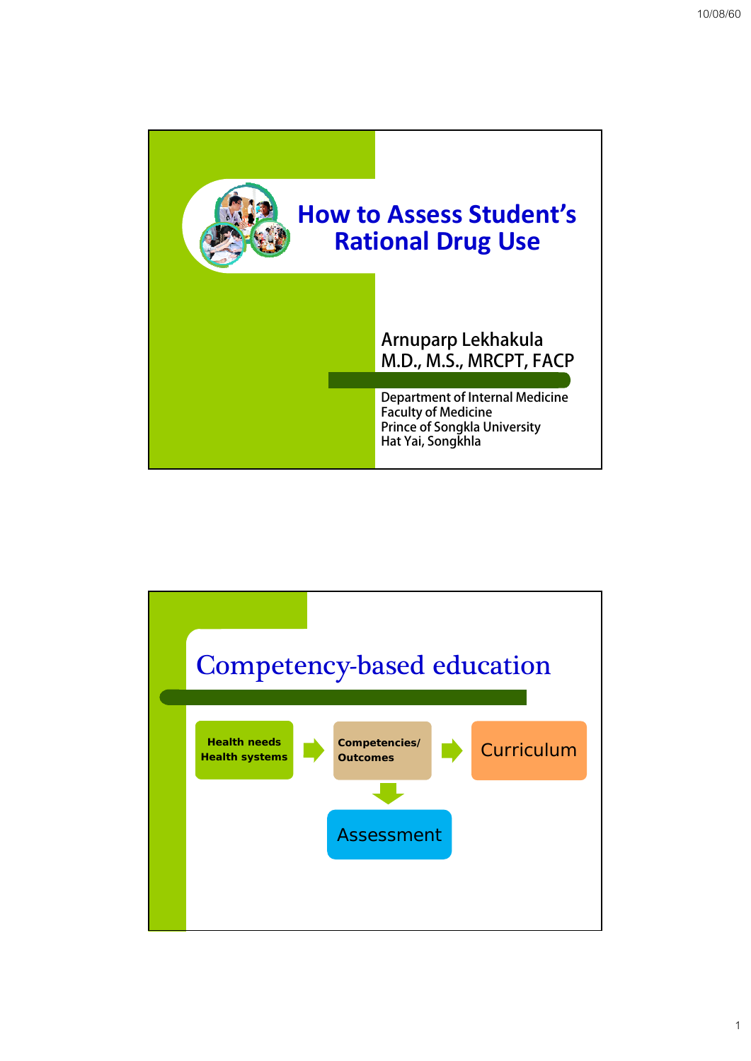# How to Assess Student's Rational Drug Use

Arnuparp Lekhakula
M.D., M.S., MRCPT, FACP

Department of Internal Medicine
Faculty of Medicine
Prince of Songkla University
Hat Yai, Songkhla

## Competency-based education

**Health needs Health systems** → **Competencies/ Outcomes** → Curriculum

**Competencies/ Outcomes** → Assessment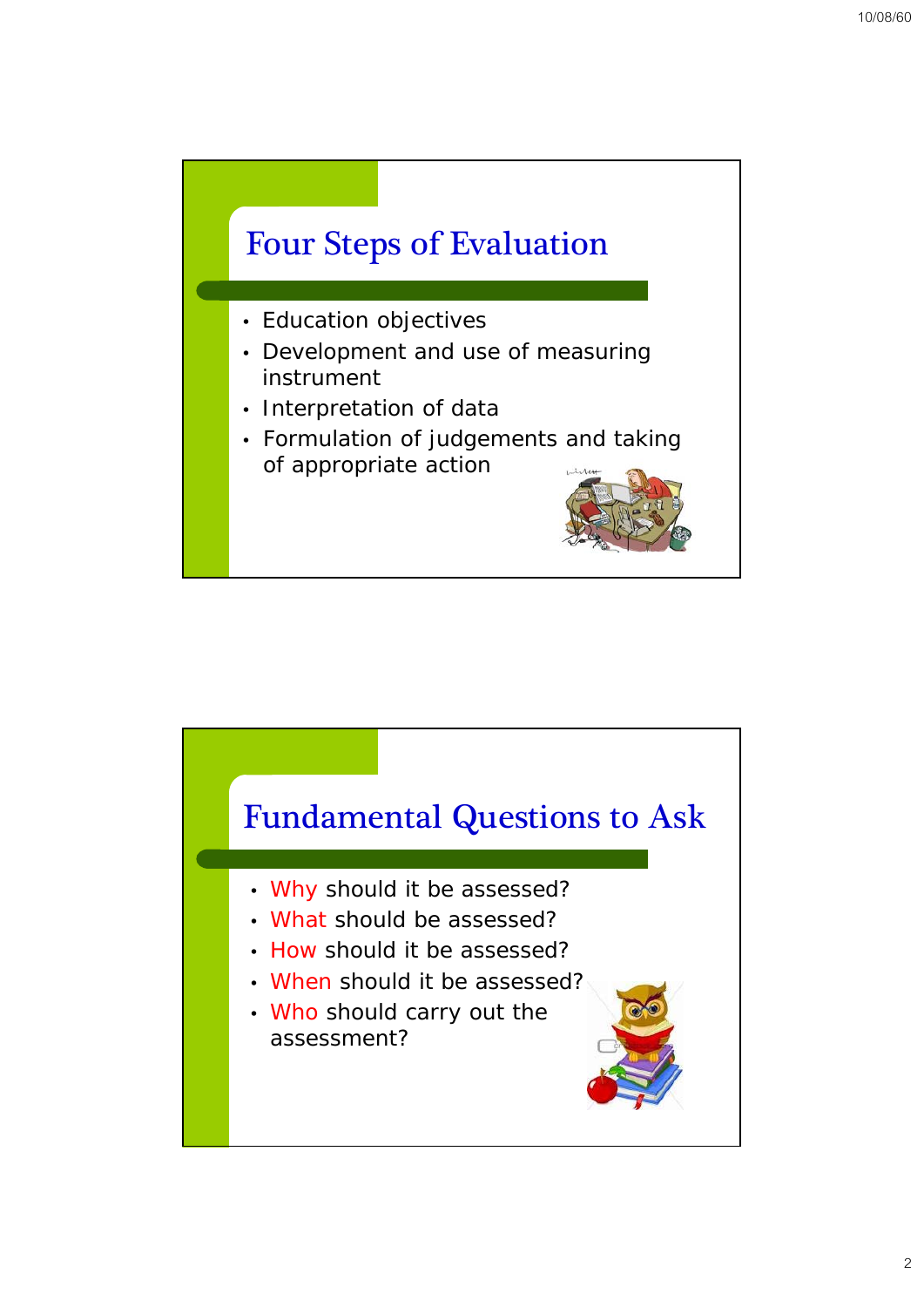## Four Steps of Evaluation

- Education objectives
- Development and use of measuring instrument
- Interpretation of data
- Formulation of judgements and taking of appropriate action

## Fundamental Questions to Ask

- Why should it be assessed?
- What should be assessed?
- How should it be assessed?
- When should it be assessed?
- Who should carry out the assessment?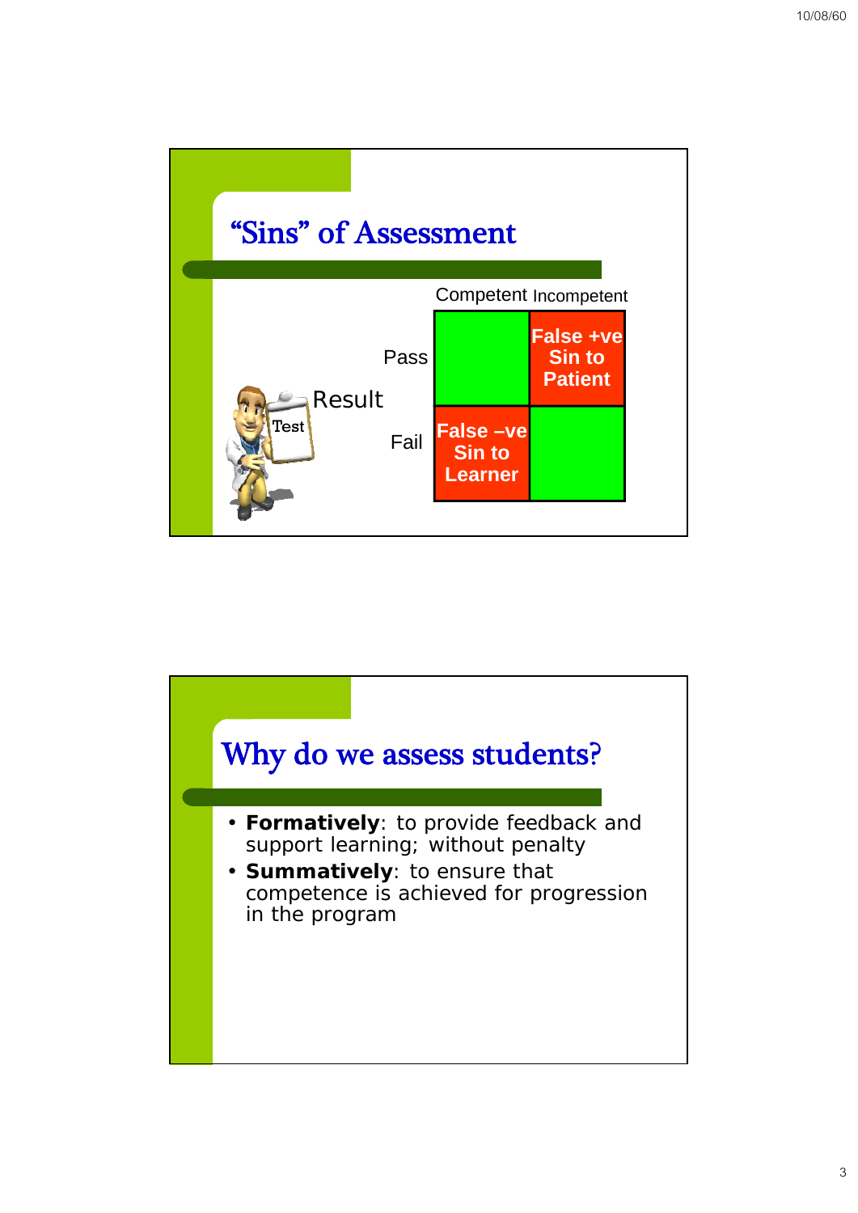## "Sins" of Assessment

| Result | Competent | Incompetent |
|---|---|---|
| Pass | | False +ve Sin to Patient |
| Fail | False –ve Sin to Learner | |

Test

## Why do we assess students?

- **Formatively**: to provide feedback and support learning; without penalty
- **Summatively**: to ensure that competence is achieved for progression in the program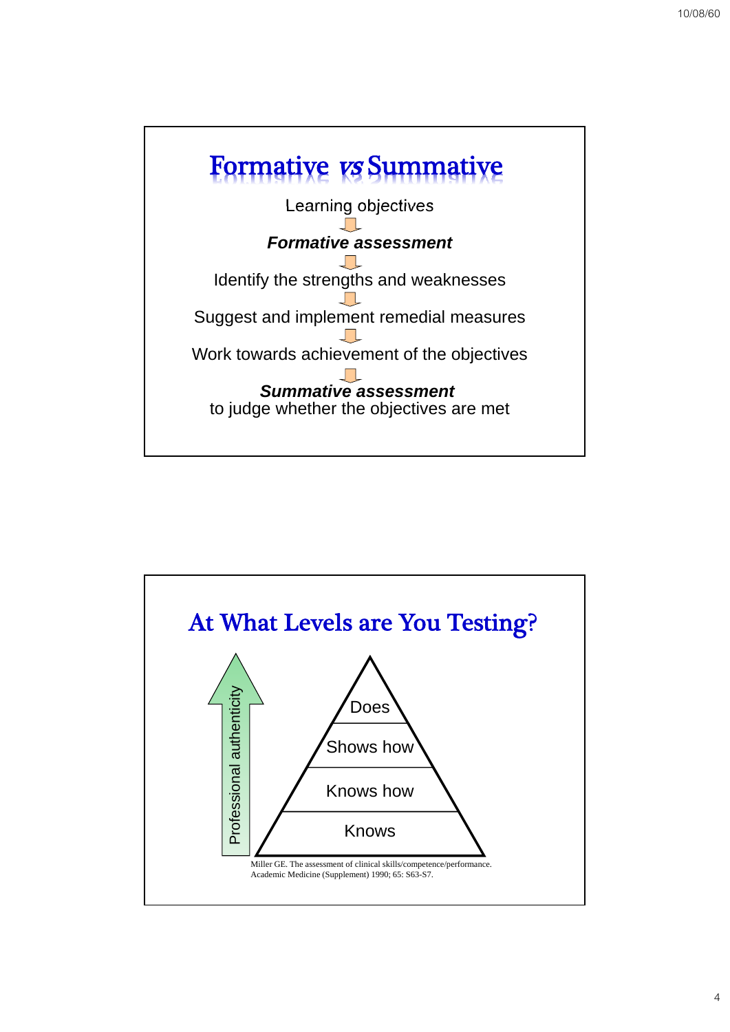# Formative *vs* Summative

Learning objectives

⇩

***Formative assessment***

⇩

Identify the strengths and weaknesses

⇩

Suggest and implement remedial measures

⇩

Work towards achievement of the objectives

⇩

***Summative assessment***
to judge whether the objectives are met

# At What Levels are You Testing?

Professional authenticity ↑

- Does
- Shows how
- Knows how
- Knows

Miller GE. The assessment of clinical skills/competence/performance. Academic Medicine (Supplement) 1990; 65: S63-S7.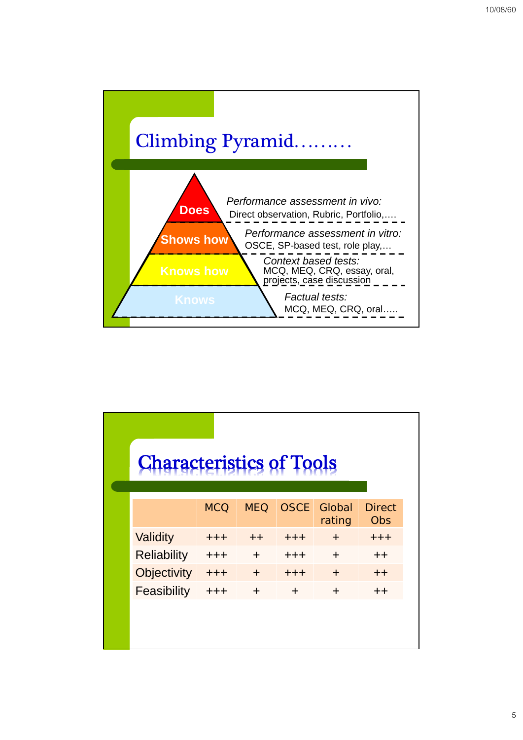## Climbing Pyramid………

| Level | Assessment |
|---|---|
| Does | *Performance assessment in vivo:* Direct observation, Rubric, Portfolio,…. |
| Shows how | *Performance assessment in vitro:* OSCE, SP-based test, role play,… |
| Knows how | *Context based tests:* MCQ, MEQ, CRQ, essay, oral, projects, case discussion |
| Knows | *Factual tests:* MCQ, MEQ, CRQ, oral….. |

## Characteristics of Tools

| | MCQ | MEQ | OSCE | Global rating | Direct Obs |
|---|---|---|---|---|---|
| Validity | +++ | ++ | +++ | + | +++ |
| Reliability | +++ | + | +++ | + | ++ |
| Objectivity | +++ | + | +++ | + | ++ |
| Feasibility | +++ | + | + | + | ++ |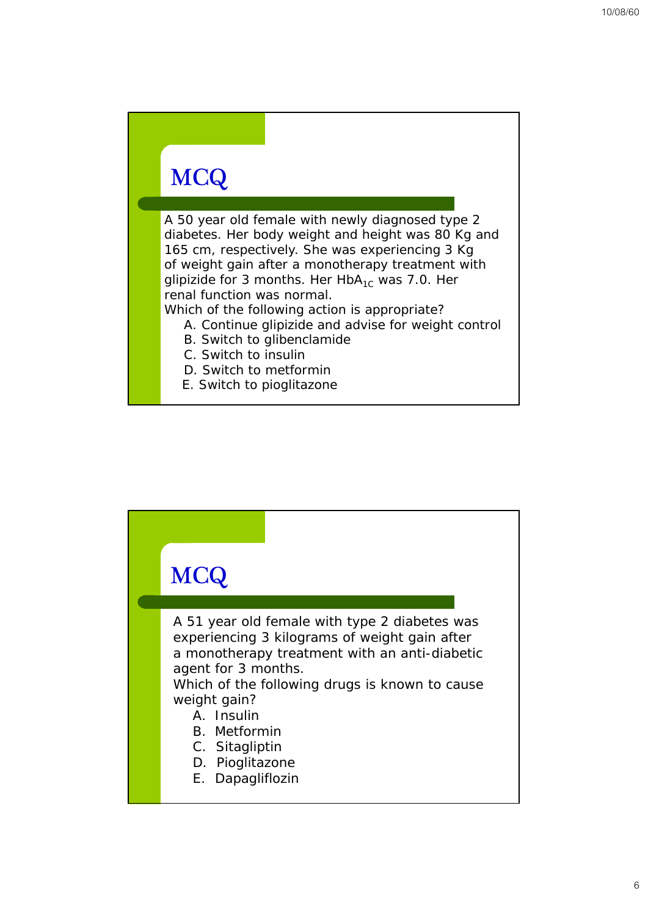## MCQ

A 50 year old female with newly diagnosed type 2 diabetes. Her body weight and height was 80 Kg and 165 cm, respectively. She was experiencing 3 Kg of weight gain after a monotherapy treatment with glipizide for 3 months. Her $HbA_{1C}$ was 7.0. Her renal function was normal.

Which of the following action is appropriate?

A. Continue glipizide and advise for weight control
B. Switch to glibenclamide
C. Switch to insulin
D. Switch to metformin
E. Switch to pioglitazone

## MCQ

A 51 year old female with type 2 diabetes was experiencing 3 kilograms of weight gain after a monotherapy treatment with an anti-diabetic agent for 3 months.

Which of the following drugs is known to cause weight gain?

A. Insulin
B. Metformin
C. Sitagliptin
D. Pioglitazone
E. Dapagliflozin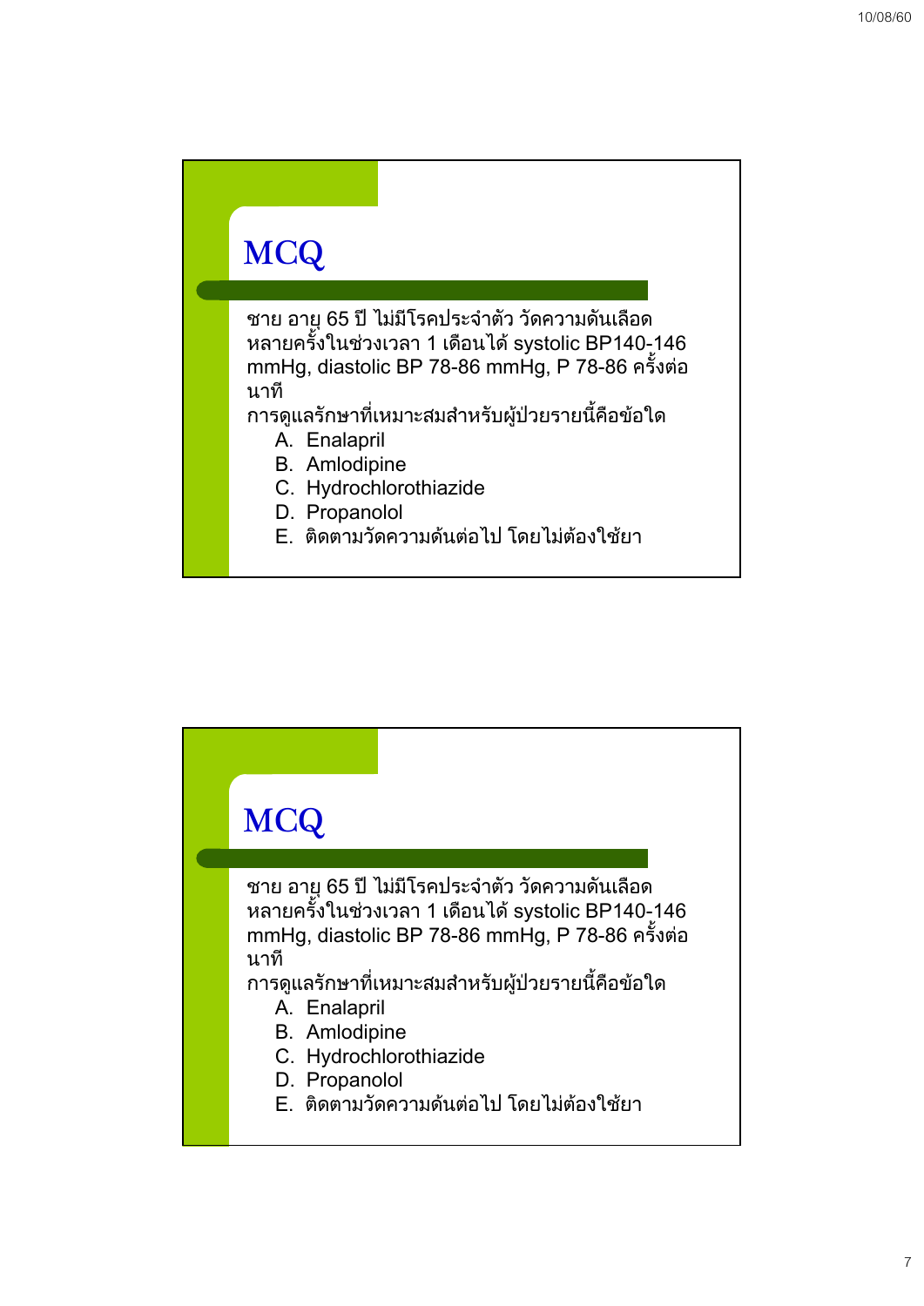## MCQ

ชาย อายุ 65 ปี ไม่มีโรคประจำตัว วัดความดันเลือดหลายครั้งในช่วงเวลา 1 เดือนได้ systolic BP140-146 mmHg, diastolic BP 78-86 mmHg, P 78-86 ครั้งต่อนาที

การดูแลรักษาที่เหมาะสมสำหรับผู้ป่วยรายนี้คือข้อใด

A. Enalapril
B. Amlodipine
C. Hydrochlorothiazide
D. Propanolol
E. ติดตามวัดความดันต่อไป โดยไม่ต้องใช้ยา

## MCQ

ชาย อายุ 65 ปี ไม่มีโรคประจำตัว วัดความดันเลือดหลายครั้งในช่วงเวลา 1 เดือนได้ systolic BP140-146 mmHg, diastolic BP 78-86 mmHg, P 78-86 ครั้งต่อนาที

การดูแลรักษาที่เหมาะสมสำหรับผู้ป่วยรายนี้คือข้อใด

A. Enalapril
B. Amlodipine
C. Hydrochlorothiazide
D. Propanolol
E. ติดตามวัดความดันต่อไป โดยไม่ต้องใช้ยา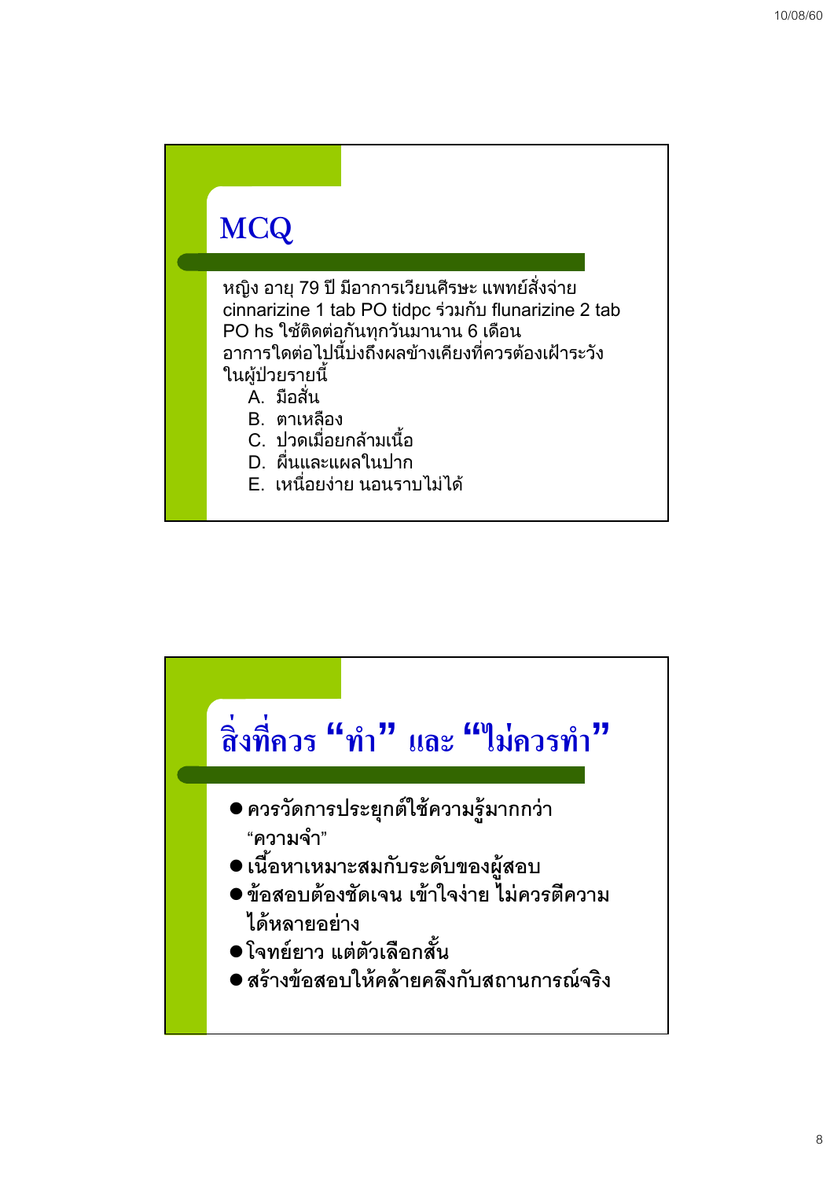## MCQ

หญิง อายุ 79 ปี มีอาการเวียนศีรษะ แพทย์สั่งจ่าย cinnarizine 1 tab PO tidpc ร่วมกับ flunarizine 2 tab PO hs ใช้ติดต่อกันทุกวันมานาน 6 เดือน อาการใดต่อไปนี้บ่งถึงผลข้างเคียงที่ควรต้องเฝ้าระวังในผู้ป่วยรายนี้

A. มือสั่น
B. ตาเหลือง
C. ปวดเมื่อยกล้ามเนื้อ
D. ผื่นและแผลในปาก
E. เหนื่อยง่าย นอนราบไม่ได้

## สิ่งที่ควร "ทำ" และ "ไม่ควรทำ"

- ควรวัดการประยุกต์ใช้ความรู้มากกว่า "ความจำ"
- เนื้อหาเหมาะสมกับระดับของผู้สอบ
- ข้อสอบต้องชัดเจน เข้าใจง่าย ไม่ควรตีความได้หลายอย่าง
- โจทย์ยาว แต่ตัวเลือกสั้น
- สร้างข้อสอบให้คล้ายคลึงกับสถานการณ์จริง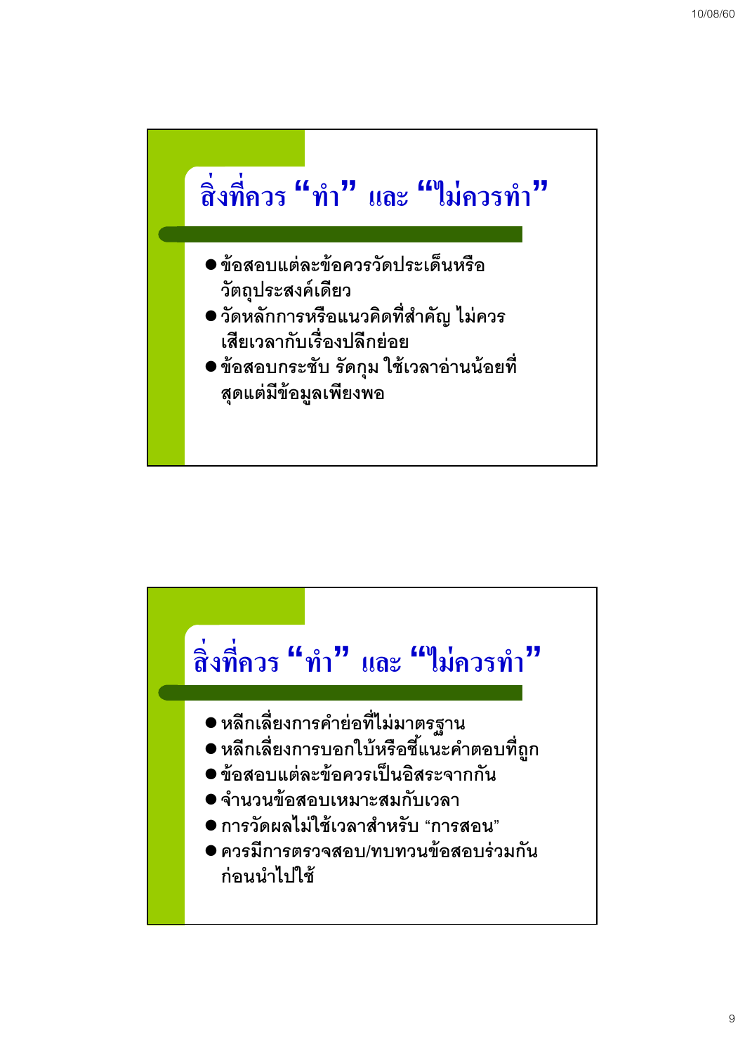## สิ่งที่ควร “ทำ” และ “ไม่ควรทำ”

- ข้อสอบแต่ละข้อควรวัดประเด็นหรือวัตถุประสงค์เดียว
- วัดหลักการหรือแนวคิดที่สำคัญ ไม่ควรเสียเวลากับเรื่องปลีกย่อย
- ข้อสอบกระชับ รัดกุม ใช้เวลาอ่านน้อยที่สุดแต่มีข้อมูลเพียงพอ

## สิ่งที่ควร “ทำ” และ “ไม่ควรทำ”

- หลีกเลี่ยงการคำย่อที่ไม่มาตรฐาน
- หลีกเลี่ยงการบอกใบ้หรือชี้แนะคำตอบที่ถูก
- ข้อสอบแต่ละข้อควรเป็นอิสระจากกัน
- จำนวนข้อสอบเหมาะสมกับเวลา
- การวัดผลไม่ใช้เวลาสำหรับ “การสอน”
- ควรมีการตรวจสอบ/ทบทวนข้อสอบร่วมกันก่อนนำไปใช้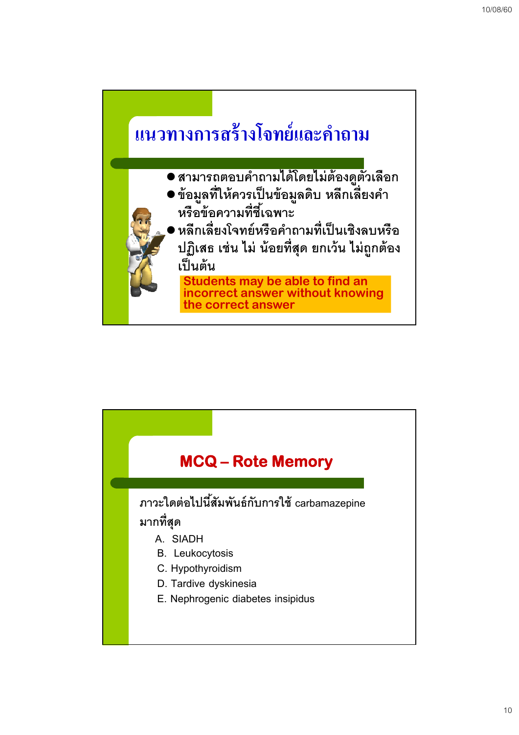## แนวทางการสร้างโจทย์และคำถาม

- สามารถตอบคำถามได้โดยไม่ต้องดูตัวเลือก
- ข้อมูลที่ให้ควรเป็นข้อมูลดิบ หลีกเลี่ยงคำหรือข้อความที่ชี้เฉพาะ
- หลีกเลี่ยงโจทย์หรือคำถามที่เป็นเชิงลบหรือปฏิเสธ เช่น ไม่ น้อยที่สุด ยกเว้น ไม่ถูกต้อง เป็นต้น

**Students may be able to find an incorrect answer without knowing the correct answer**

## MCQ – Rote Memory

ภาวะใดต่อไปนี้สัมพันธ์กับการใช้ carbamazepine มากที่สุด

A. SIADH
B. Leukocytosis
C. Hypothyroidism
D. Tardive dyskinesia
E. Nephrogenic diabetes insipidus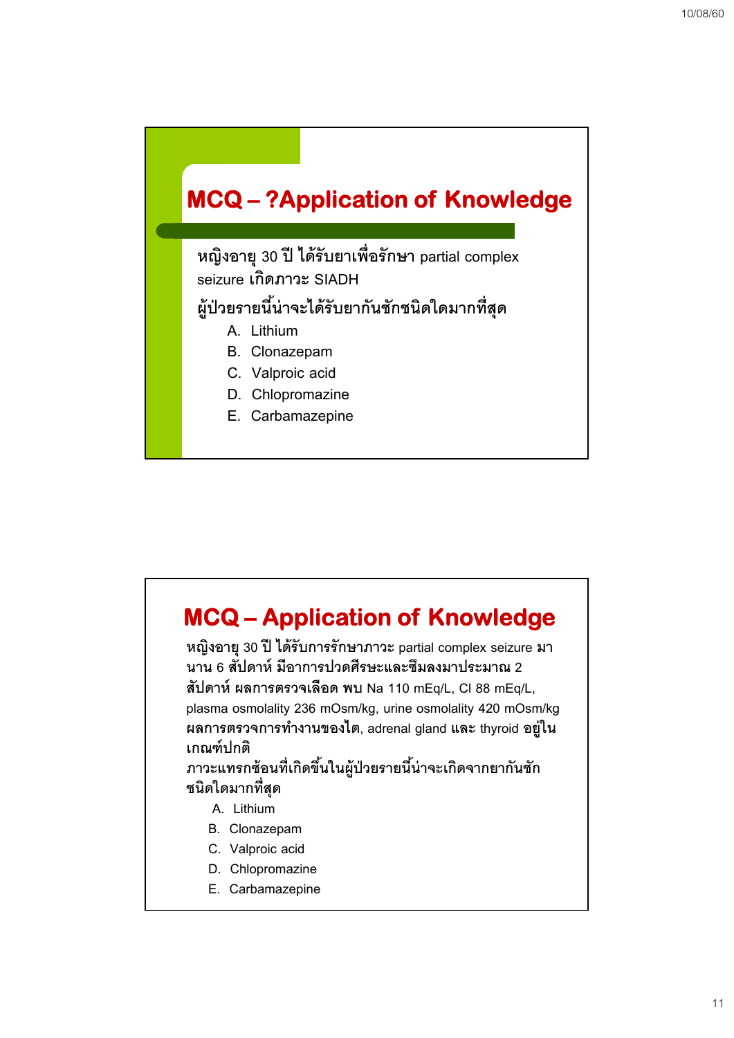## MCQ – ?Application of Knowledge

หญิงอายุ 30 ปี ได้รับยาเพื่อรักษา partial complex seizure เกิดภาวะ SIADH

ผู้ป่วยรายนี้น่าจะได้รับยากันชักชนิดใดมากที่สุด

A. Lithium
B. Clonazepam
C. Valproic acid
D. Chlopromazine
E. Carbamazepine

## MCQ – Application of Knowledge

หญิงอายุ 30 ปี ได้รับการรักษาภาวะ partial complex seizure มานาน 6 สัปดาห์ มีอาการปวดศีรษะและซึมลงมาประมาณ 2 สัปดาห์ ผลการตรวจเลือด พบ Na 110 mEq/L, Cl 88 mEq/L, plasma osmolality 236 mOsm/kg, urine osmolality 420 mOsm/kg ผลการตรวจการทำงานของไต, adrenal gland และ thyroid อยู่ในเกณฑ์ปกติ

ภาวะแทรกซ้อนที่เกิดขึ้นในผู้ป่วยรายนี้น่าจะเกิดจากยากันชักชนิดใดมากที่สุด

A. Lithium
B. Clonazepam
C. Valproic acid
D. Chlopromazine
E. Carbamazepine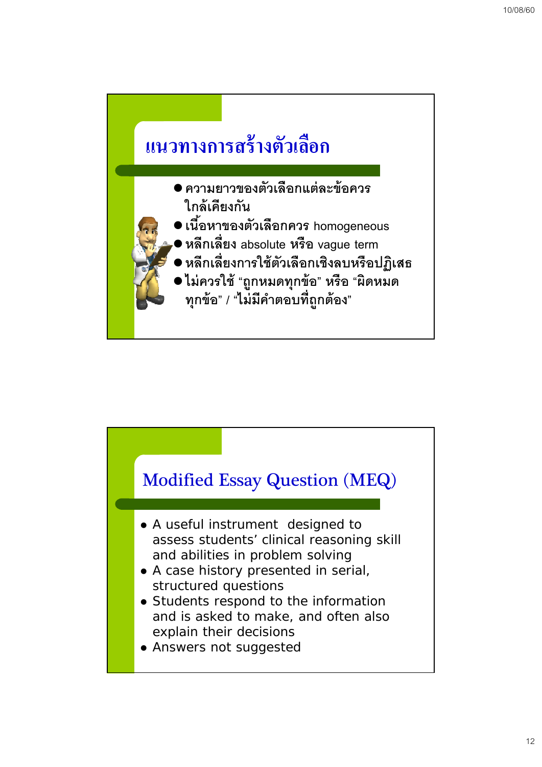## แนวทางการสร้างตัวเลือก

- ความยาวของตัวเลือกแต่ละข้อควรใกล้เคียงกัน
- เนื้อหาของตัวเลือกควร homogeneous
- หลีกเลี่ยง absolute หรือ vague term
- หลีกเลี่ยงการใช้ตัวเลือกเชิงลบหรือปฏิเสธ
- ไม่ควรใช้ "ถูกหมดทุกข้อ" หรือ "ผิดหมดทุกข้อ" / "ไม่มีคำตอบที่ถูกต้อง"

## Modified Essay Question (MEQ)

- A useful instrument designed to assess students' clinical reasoning skill and abilities in problem solving
- A case history presented in serial, structured questions
- Students respond to the information and is asked to make, and often also explain their decisions
- Answers not suggested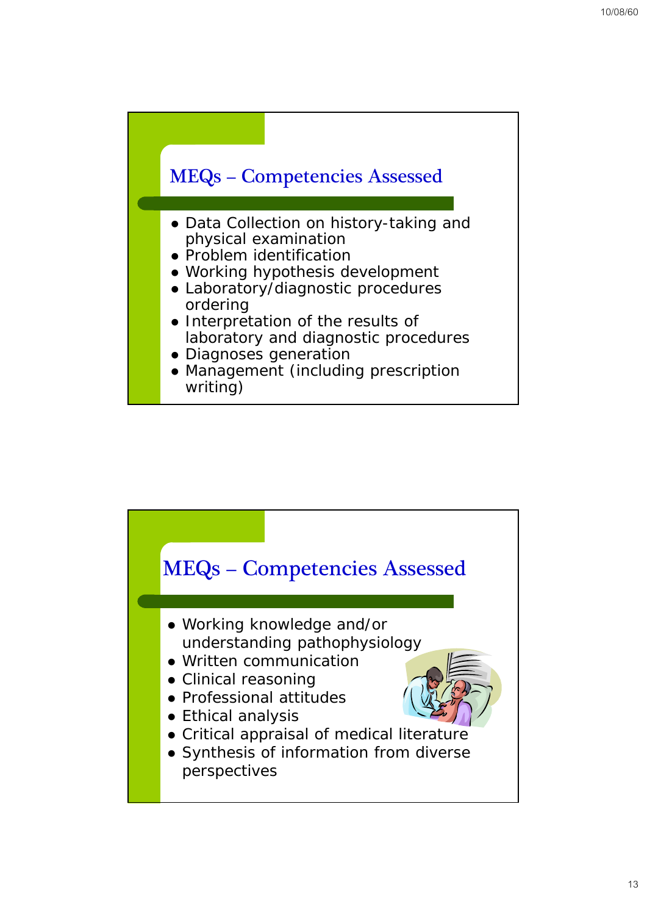## MEQs – Competencies Assessed

- Data Collection on history-taking and physical examination
- Problem identification
- Working hypothesis development
- Laboratory/diagnostic procedures ordering
- Interpretation of the results of laboratory and diagnostic procedures
- Diagnoses generation
- Management (including prescription writing)

## MEQs – Competencies Assessed

- Working knowledge and/or understanding pathophysiology
- Written communication
- Clinical reasoning
- Professional attitudes
- Ethical analysis
- Critical appraisal of medical literature
- Synthesis of information from diverse perspectives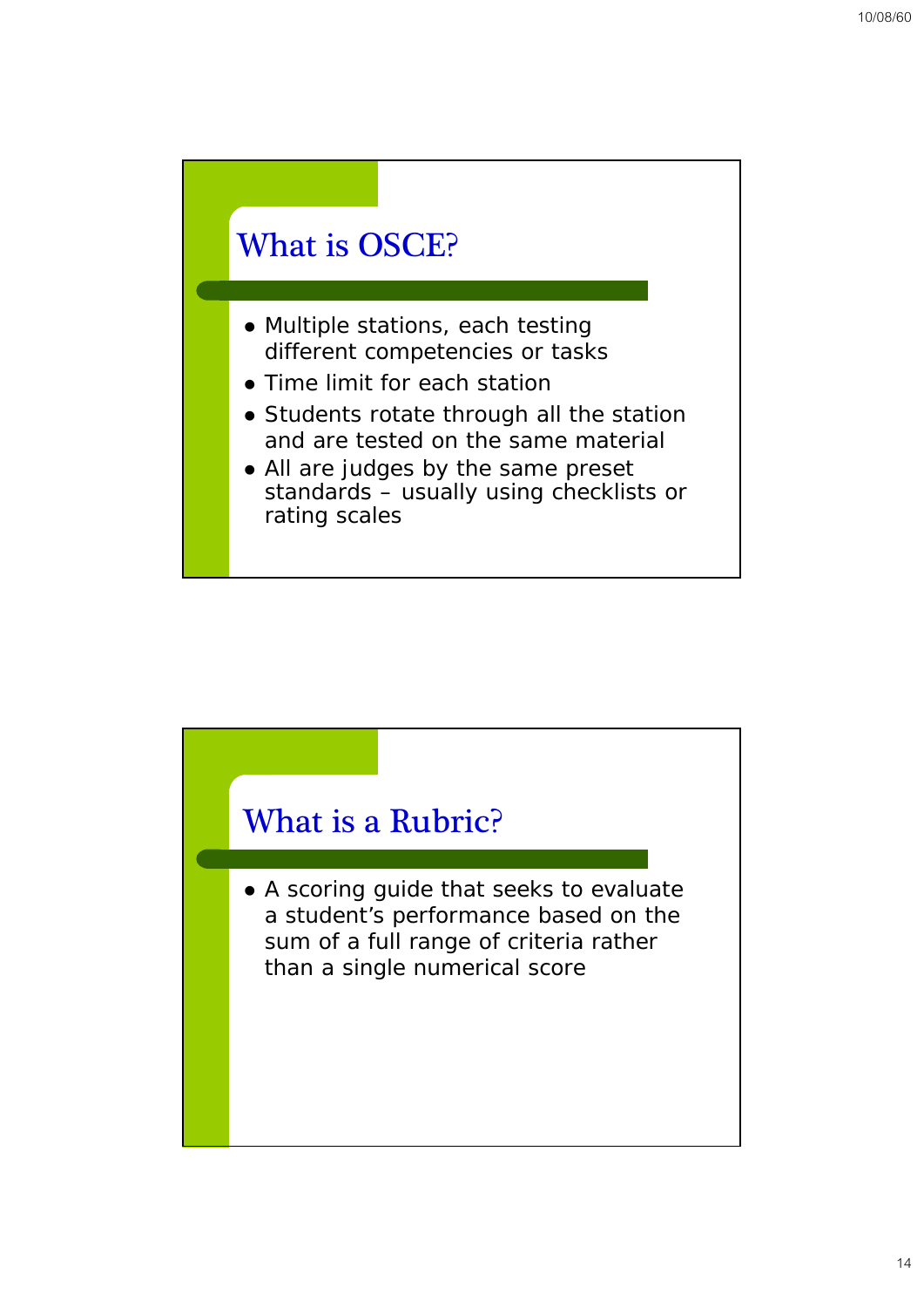## What is OSCE?

- Multiple stations, each testing different competencies or tasks
- Time limit for each station
- Students rotate through all the station and are tested on the same material
- All are judges by the same preset standards – usually using checklists or rating scales

## What is a Rubric?

- A scoring guide that seeks to evaluate a student's performance based on the sum of a full range of criteria rather than a single numerical score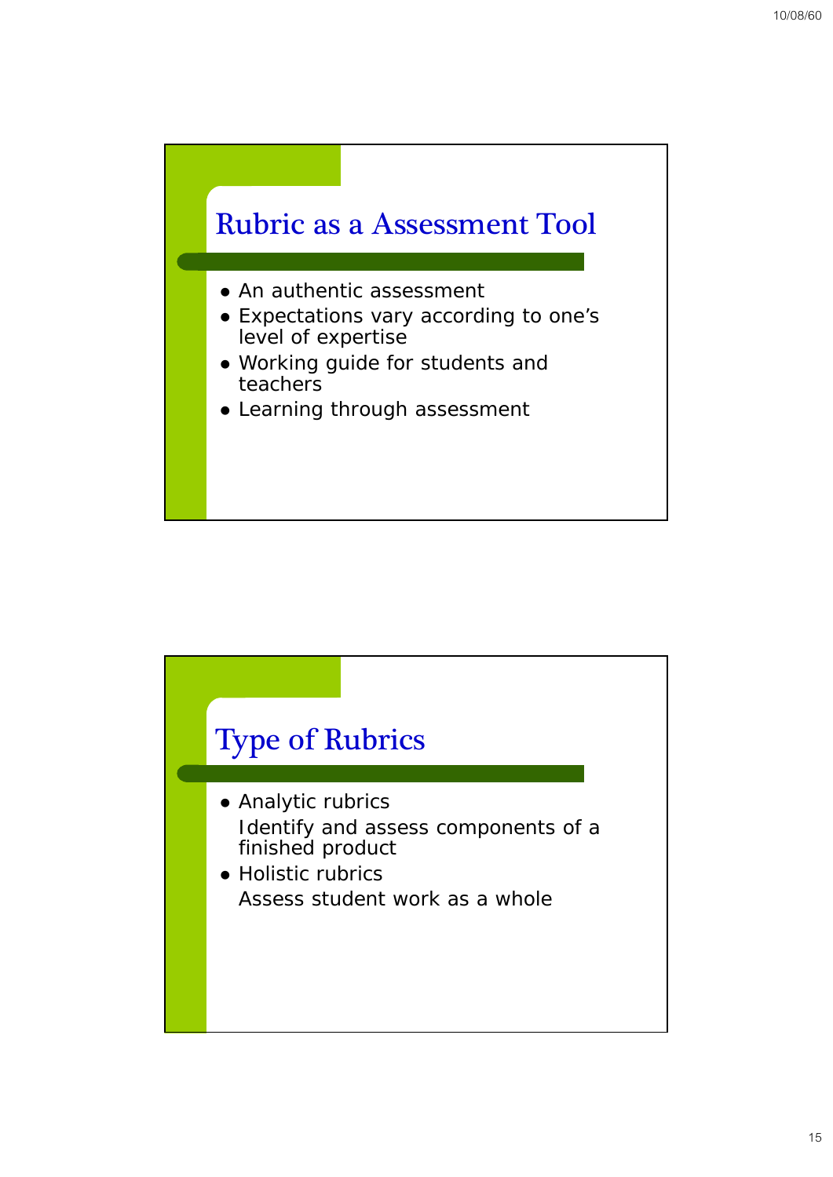## Rubric as a Assessment Tool

- An authentic assessment
- Expectations vary according to one's level of expertise
- Working guide for students and teachers
- Learning through assessment

## Type of Rubrics

- Analytic rubrics

  Identify and assess components of a finished product
- Holistic rubrics

  Assess student work as a whole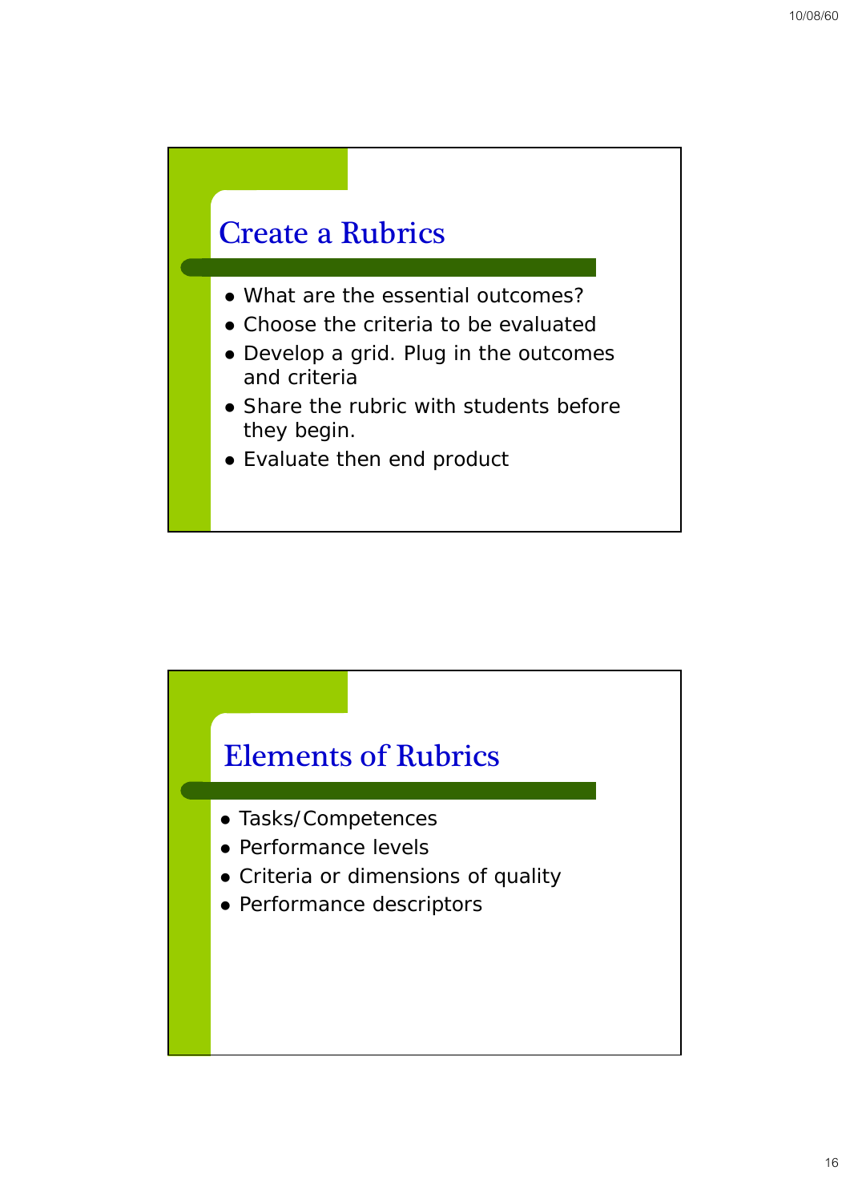## Create a Rubrics

- What are the essential outcomes?
- Choose the criteria to be evaluated
- Develop a grid. Plug in the outcomes and criteria
- Share the rubric with students before they begin.
- Evaluate then end product

## Elements of Rubrics

- Tasks/Competences
- Performance levels
- Criteria or dimensions of quality
- Performance descriptors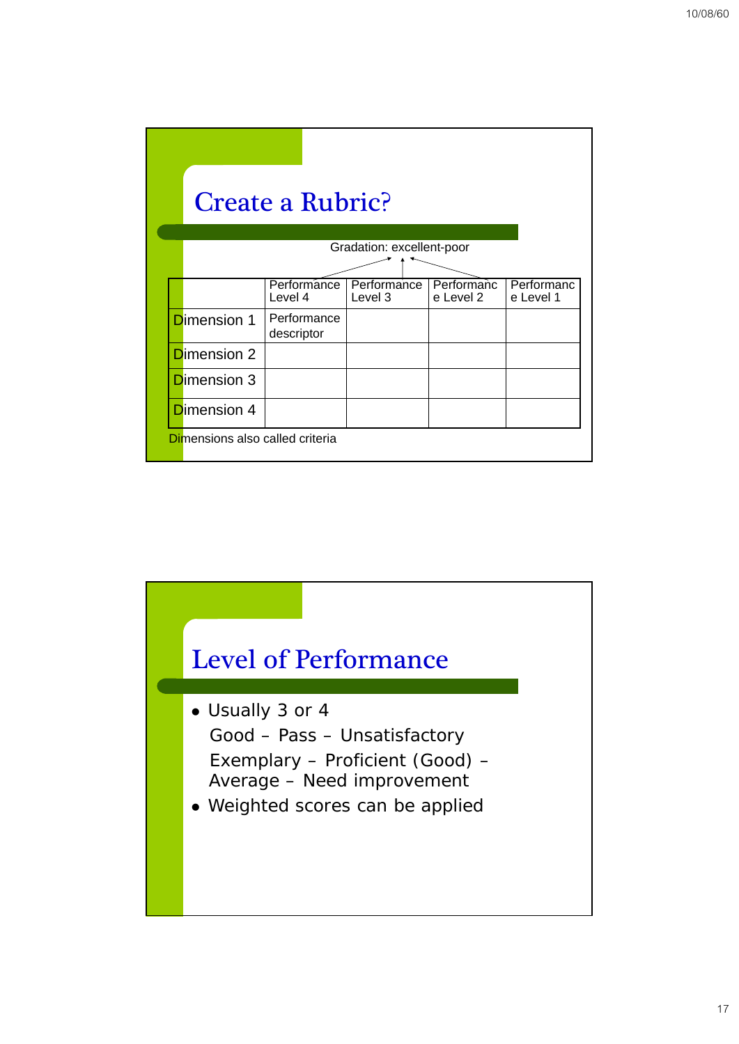## Create a Rubric?

Gradation: excellent-poor

| | Performance Level 4 | Performance Level 3 | Performance Level 2 | Performance Level 1 |
|---|---|---|---|---|
| Dimension 1 | Performance descriptor | | | |
| Dimension 2 | | | | |
| Dimension 3 | | | | |
| Dimension 4 | | | | |

Dimensions also called criteria

## Level of Performance

- Usually 3 or 4

  Good – Pass – Unsatisfactory

  Exemplary – Proficient (Good) – Average – Need improvement
- Weighted scores can be applied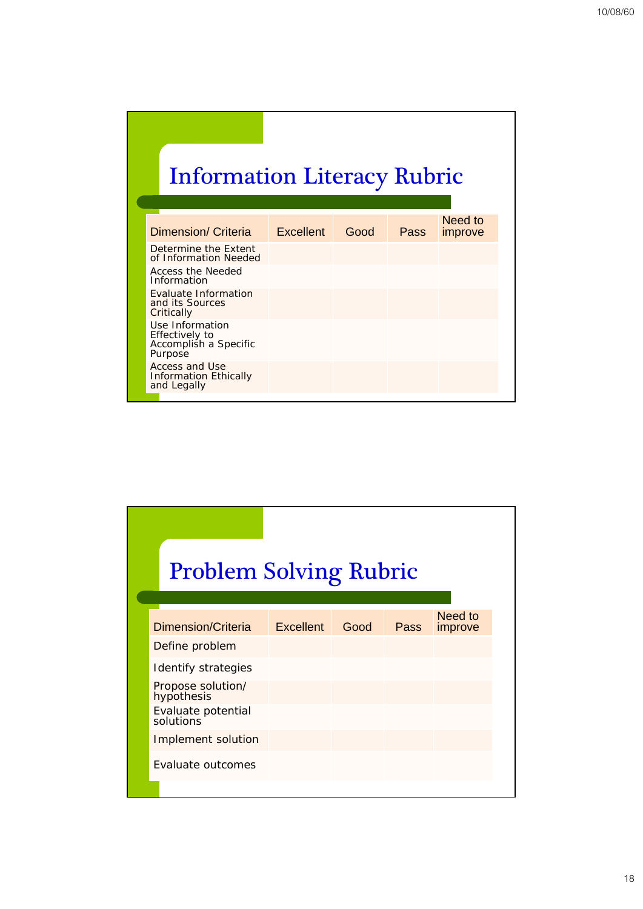# Information Literacy Rubric

| Dimension/ Criteria | Excellent | Good | Pass | Need to improve |
|---|---|---|---|---|
| Determine the Extent of Information Needed | | | | |
| Access the Needed Information | | | | |
| Evaluate Information and its Sources Critically | | | | |
| Use Information Effectively to Accomplish a Specific Purpose | | | | |
| Access and Use Information Ethically and Legally | | | | |

# Problem Solving Rubric

| Dimension/Criteria | Excellent | Good | Pass | Need to improve |
|---|---|---|---|---|
| Define problem | | | | |
| Identify strategies | | | | |
| Propose solution/ hypothesis | | | | |
| Evaluate potential solutions | | | | |
| Implement solution | | | | |
| Evaluate outcomes | | | | |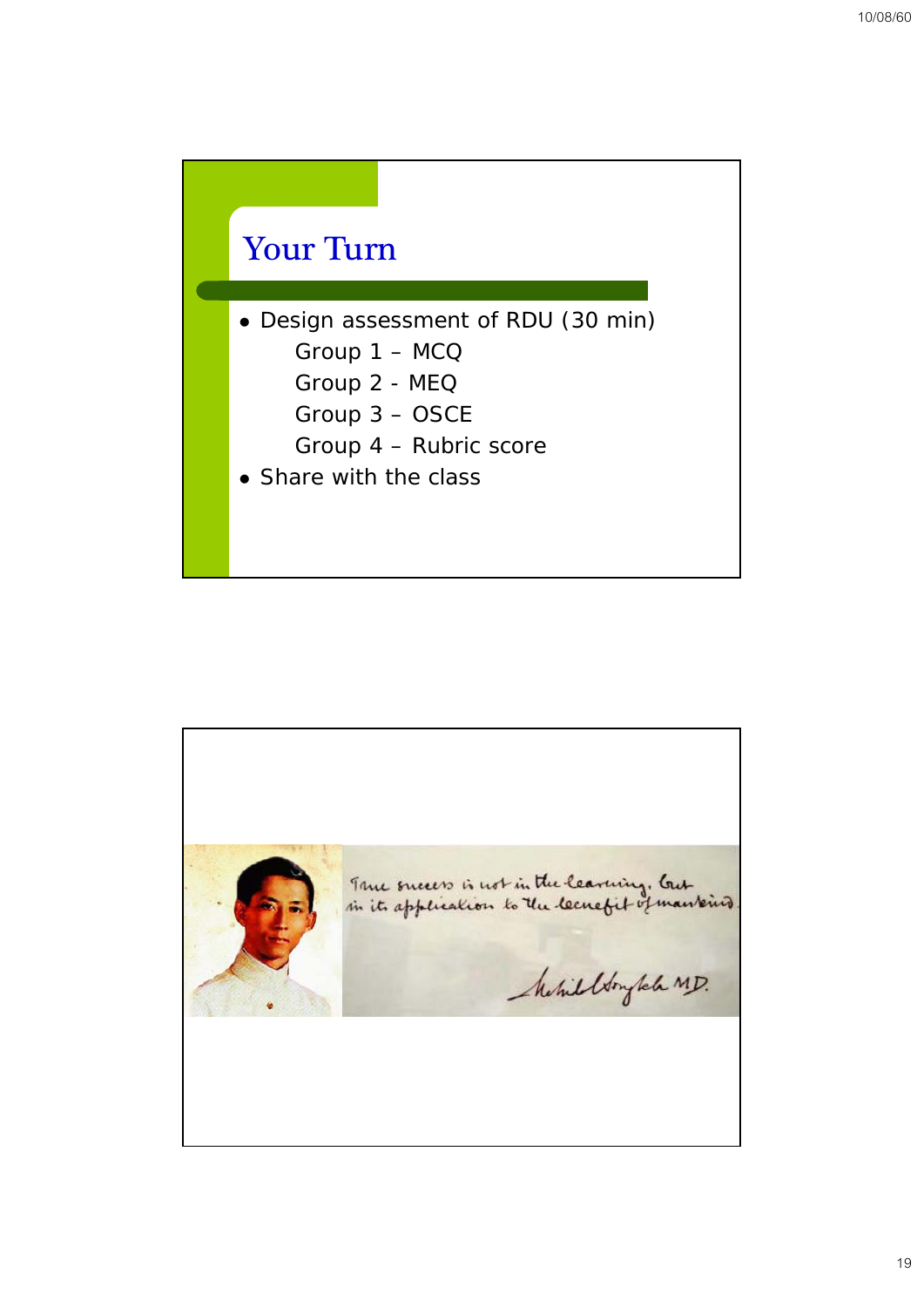# Your Turn

- Design assessment of RDU (30 min)
  - Group 1 – MCQ
  - Group 2 - MEQ
  - Group 3 – OSCE
  - Group 4 – Rubric score
- Share with the class

True success is not in the learning, but in its application to the benefit of mankind.

Mahidol Songkla MD.